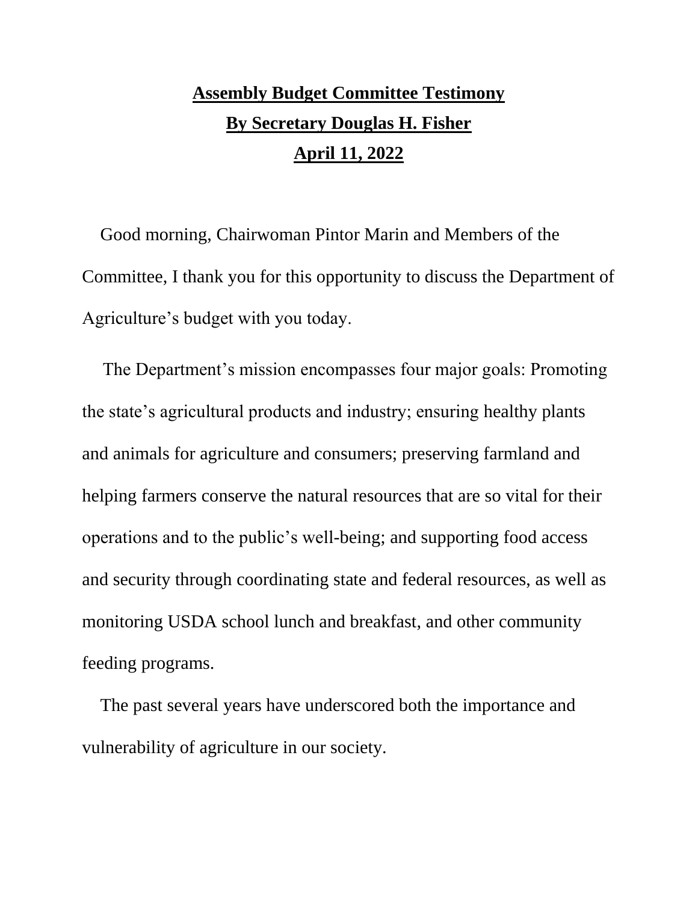# **Assembly Budget Committee Testimony**

## **By Secretary Douglas H. Fisher**

## **April 11, 2022**

Good morning, Chairwoman Pintor Marin and Members of the Committee, I thank you for this opportunity to discuss the Department of Agriculture's budget with you today.

The Department's mission encompasses four major goals: Promoting the state's agricultural products and industry; ensuring healthy plants and animals for agriculture and consumers; preserving farmland and helping farmers conserve the natural resources that are so vital for their operations and to the public's well-being; and supporting food access and security through coordinating state and federal resources, as well as monitoring USDA school lunch and breakfast, and other community feeding programs.

The past several years have underscored both the importance and vulnerability of agriculture in our society.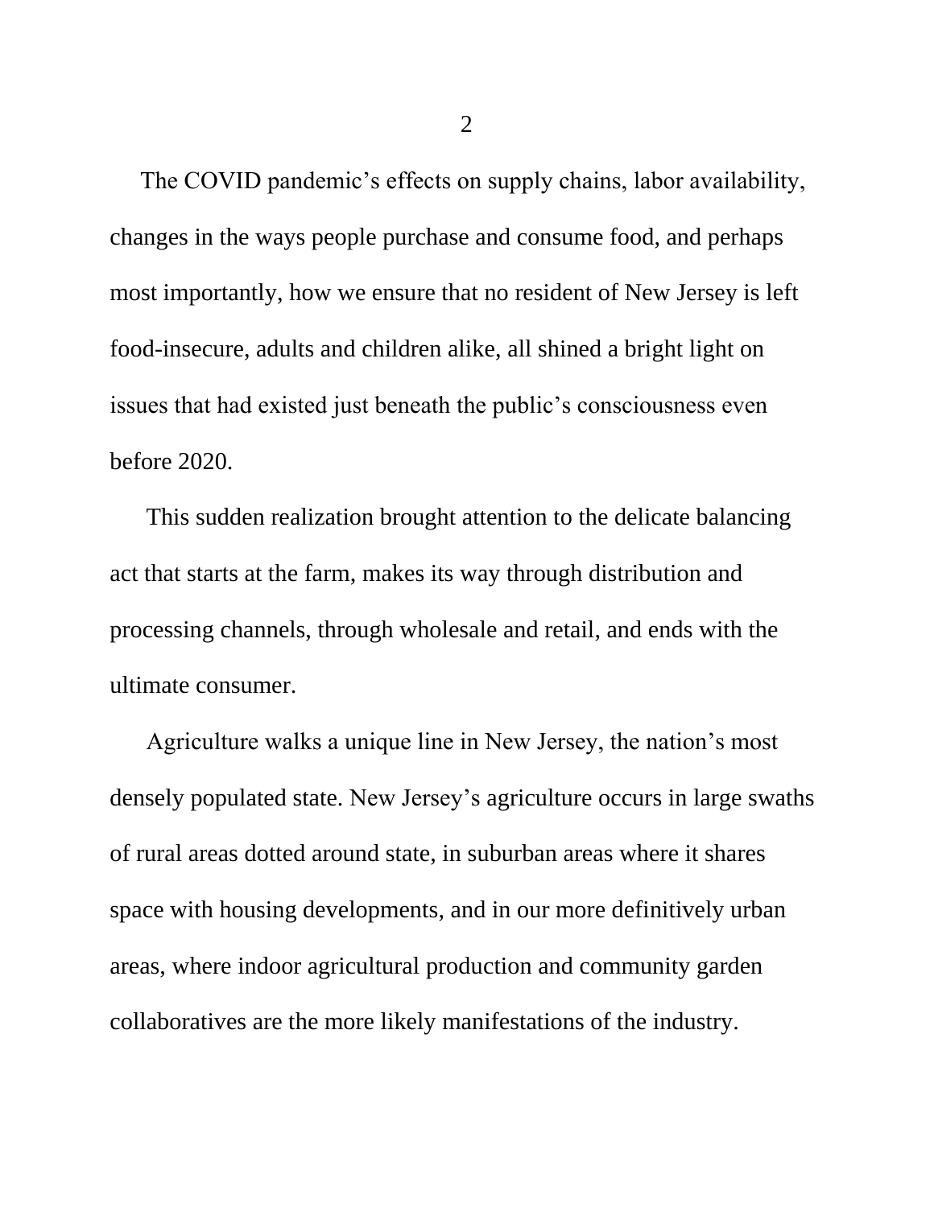The COVID pandemic’s effects on supply chains, labor availability, changes in the ways people purchase and consume food, and perhaps most importantly, how we ensure that no resident of New Jersey is left food-insecure, adults and children alike, all shined a bright light on issues that had existed just beneath the public’s consciousness even before 2020.

This sudden realization brought attention to the delicate balancing act that starts at the farm, makes its way through distribution and processing channels, through wholesale and retail, and ends with the ultimate consumer.

Agriculture walks a unique line in New Jersey, the nation’s most densely populated state. New Jersey’s agriculture occurs in large swaths of rural areas dotted around state, in suburban areas where it shares space with housing developments, and in our more definitively urban areas, where indoor agricultural production and community garden collaboratives are the more likely manifestations of the industry.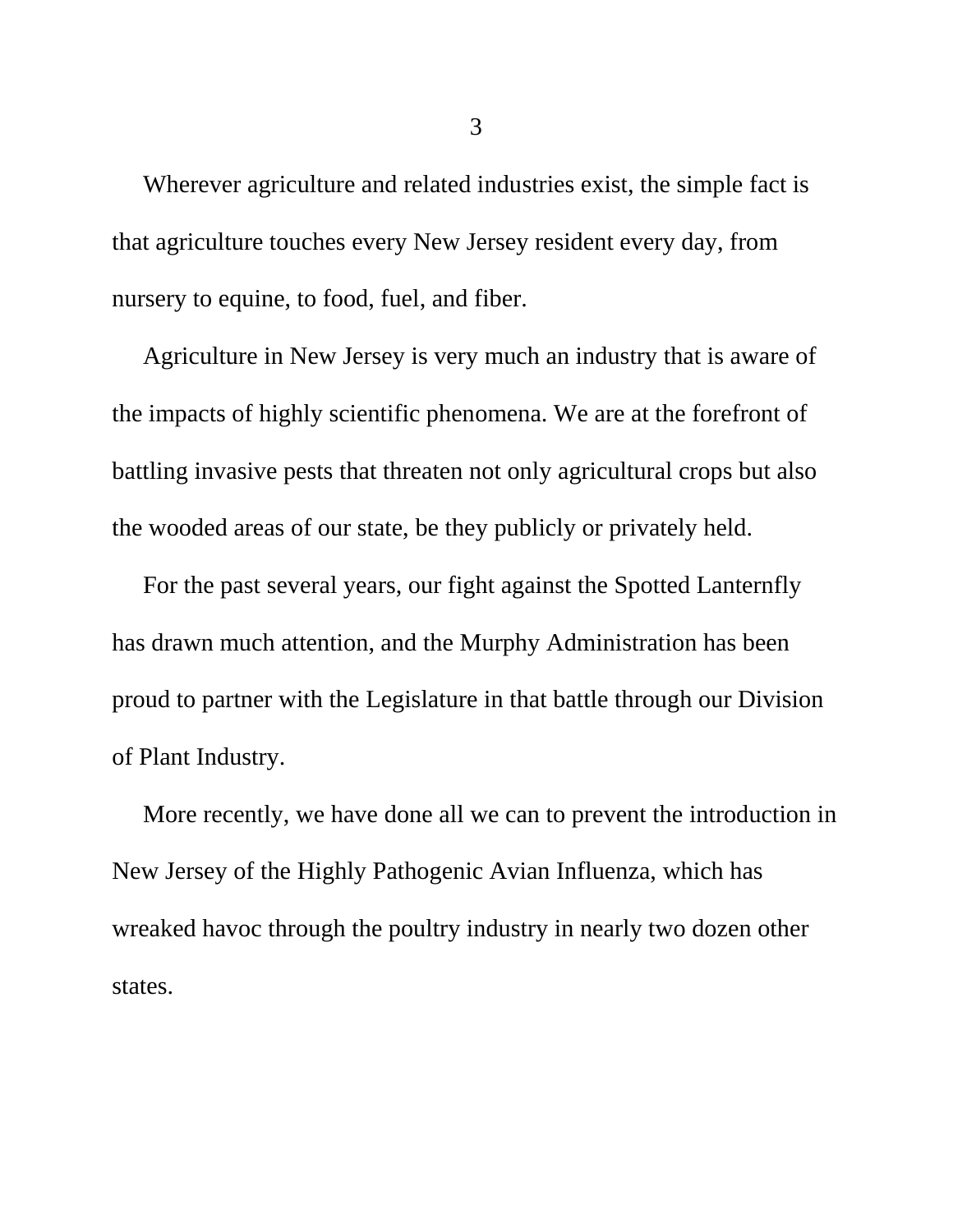Wherever agriculture and related industries exist, the simple fact is that agriculture touches every New Jersey resident every day, from nursery to equine, to food, fuel, and fiber.

Agriculture in New Jersey is very much an industry that is aware of the impacts of highly scientific phenomena. We are at the forefront of battling invasive pests that threaten not only agricultural crops but also the wooded areas of our state, be they publicly or privately held.

For the past several years, our fight against the Spotted Lanternfly has drawn much attention, and the Murphy Administration has been proud to partner with the Legislature in that battle through our Division of Plant Industry.

More recently, we have done all we can to prevent the introduction in New Jersey of the Highly Pathogenic Avian Influenza, which has wreaked havoc through the poultry industry in nearly two dozen other states.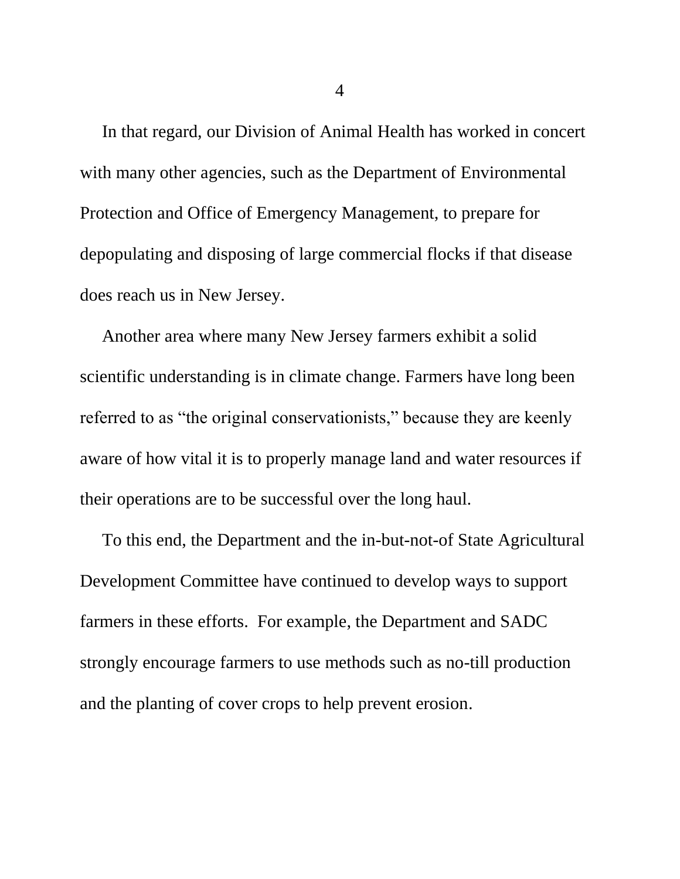In that regard, our Division of Animal Health has worked in concert with many other agencies, such as the Department of Environmental Protection and Office of Emergency Management, to prepare for depopulating and disposing of large commercial flocks if that disease does reach us in New Jersey.

Another area where many New Jersey farmers exhibit a solid scientific understanding is in climate change. Farmers have long been referred to as "the original conservationists," because they are keenly aware of how vital it is to properly manage land and water resources if their operations are to be successful over the long haul.

To this end, the Department and the in-but-not-of State Agricultural Development Committee have continued to develop ways to support farmers in these efforts.  For example, the Department and SADC strongly encourage farmers to use methods such as no-till production and the planting of cover crops to help prevent erosion.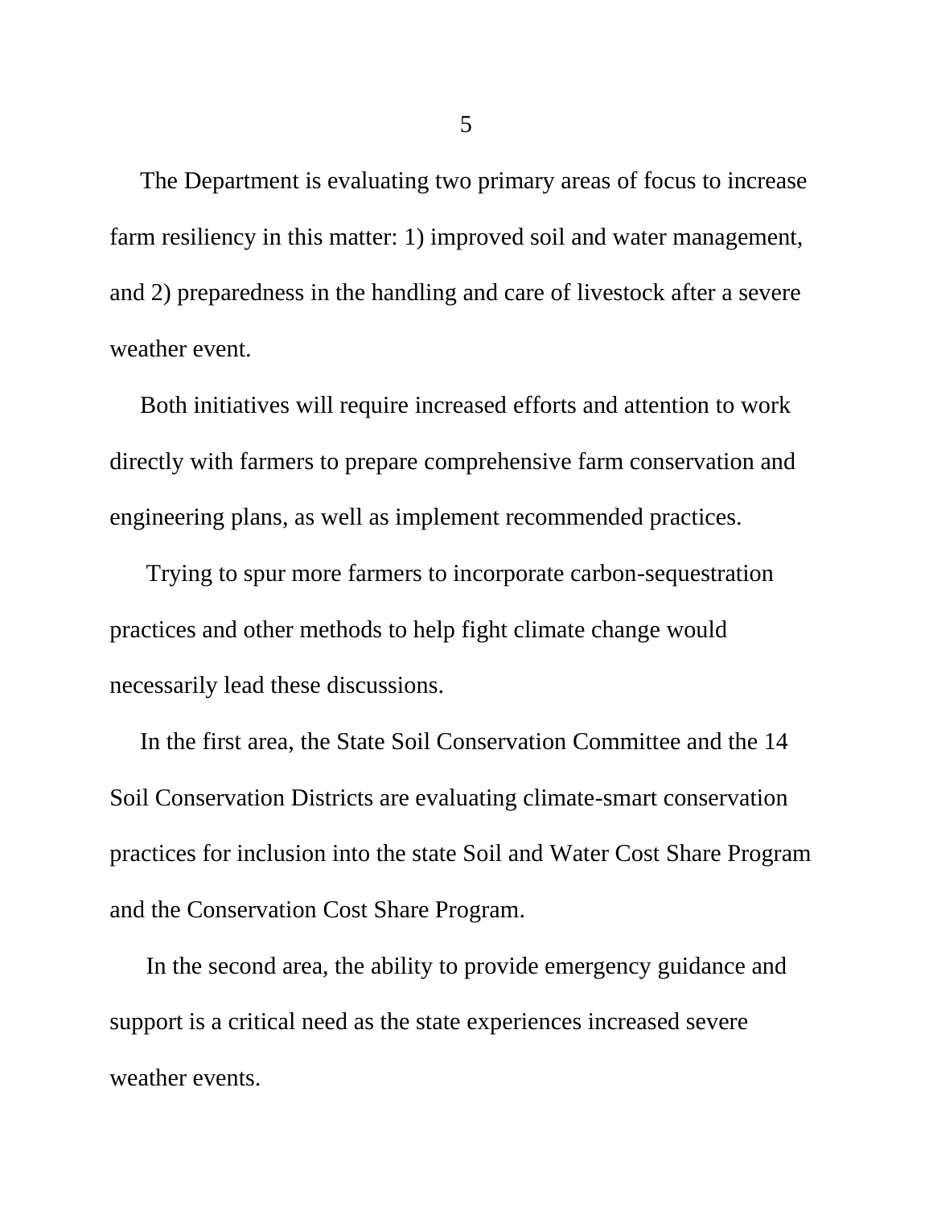The Department is evaluating two primary areas of focus to increase farm resiliency in this matter: 1) improved soil and water management, and 2) preparedness in the handling and care of livestock after a severe weather event.

Both initiatives will require increased efforts and attention to work directly with farmers to prepare comprehensive farm conservation and engineering plans, as well as implement recommended practices.

Trying to spur more farmers to incorporate carbon-sequestration practices and other methods to help fight climate change would necessarily lead these discussions.

In the first area, the State Soil Conservation Committee and the 14 Soil Conservation Districts are evaluating climate-smart conservation practices for inclusion into the state Soil and Water Cost Share Program and the Conservation Cost Share Program.

In the second area, the ability to provide emergency guidance and support is a critical need as the state experiences increased severe weather events.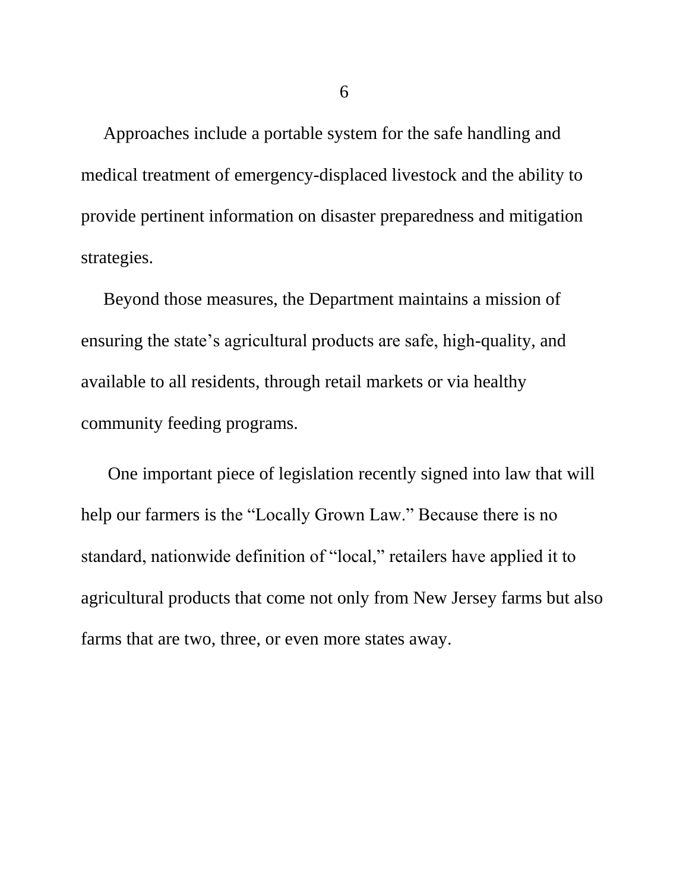Approaches include a portable system for the safe handling and medical treatment of emergency-displaced livestock and the ability to provide pertinent information on disaster preparedness and mitigation strategies.

Beyond those measures, the Department maintains a mission of ensuring the state's agricultural products are safe, high-quality, and available to all residents, through retail markets or via healthy community feeding programs.

One important piece of legislation recently signed into law that will help our farmers is the "Locally Grown Law." Because there is no standard, nationwide definition of "local," retailers have applied it to agricultural products that come not only from New Jersey farms but also farms that are two, three, or even more states away.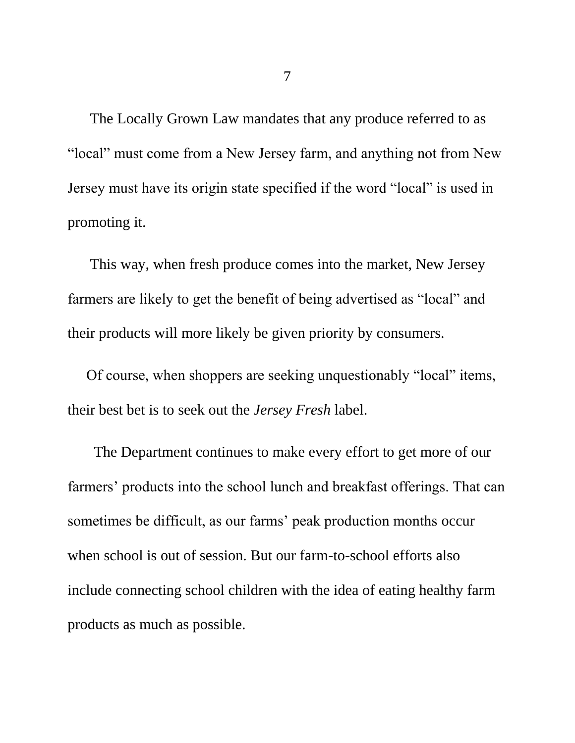The Locally Grown Law mandates that any produce referred to as "local" must come from a New Jersey farm, and anything not from New Jersey must have its origin state specified if the word "local" is used in promoting it.

This way, when fresh produce comes into the market, New Jersey farmers are likely to get the benefit of being advertised as "local" and their products will more likely be given priority by consumers.

Of course, when shoppers are seeking unquestionably "local" items, their best bet is to seek out the *Jersey Fresh* label.

The Department continues to make every effort to get more of our farmers' products into the school lunch and breakfast offerings. That can sometimes be difficult, as our farms' peak production months occur when school is out of session. But our farm-to-school efforts also include connecting school children with the idea of eating healthy farm products as much as possible.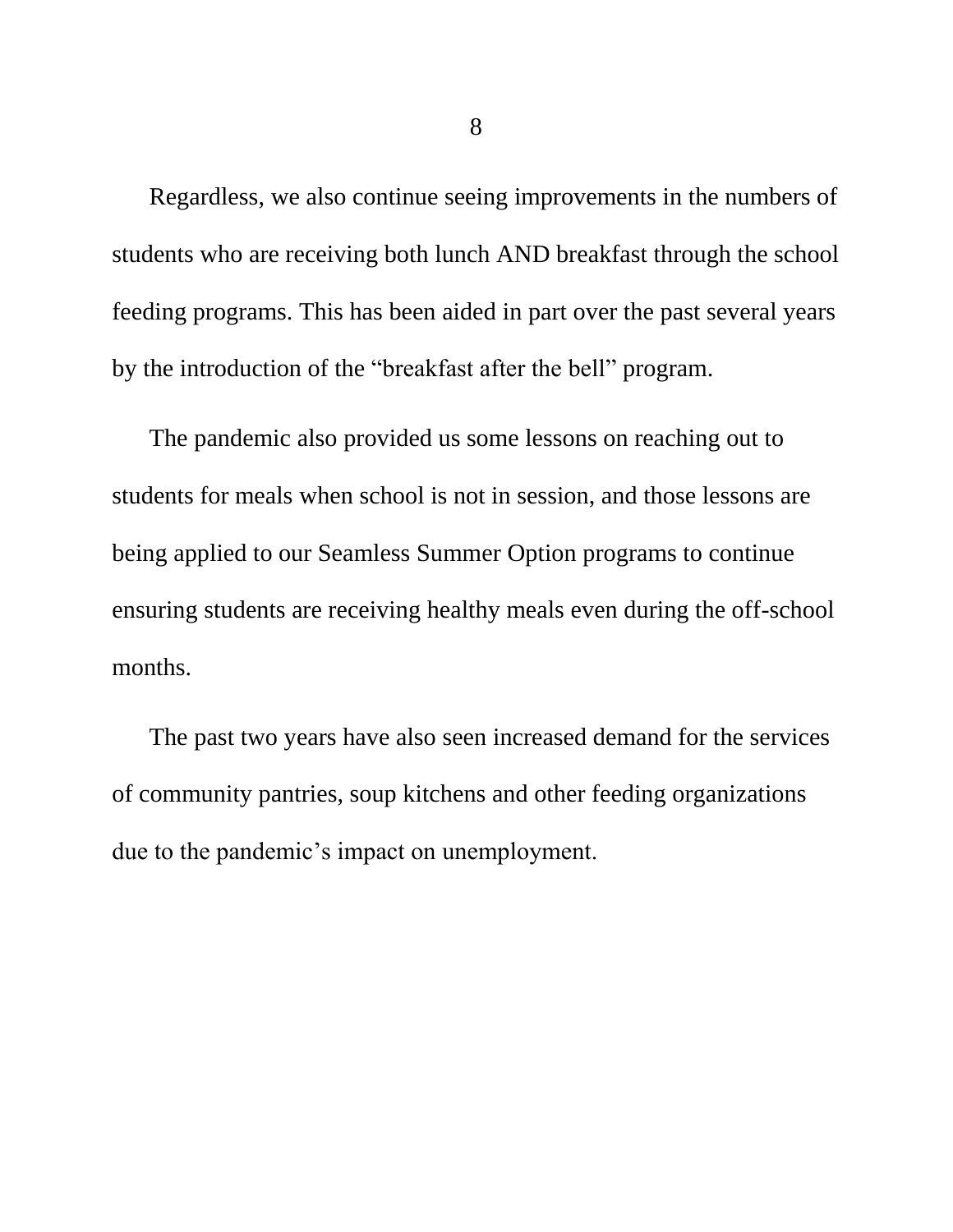Regardless, we also continue seeing improvements in the numbers of students who are receiving both lunch AND breakfast through the school feeding programs. This has been aided in part over the past several years by the introduction of the “breakfast after the bell” program.

The pandemic also provided us some lessons on reaching out to students for meals when school is not in session, and those lessons are being applied to our Seamless Summer Option programs to continue ensuring students are receiving healthy meals even during the off-school months.

The past two years have also seen increased demand for the services of community pantries, soup kitchens and other feeding organizations due to the pandemic’s impact on unemployment.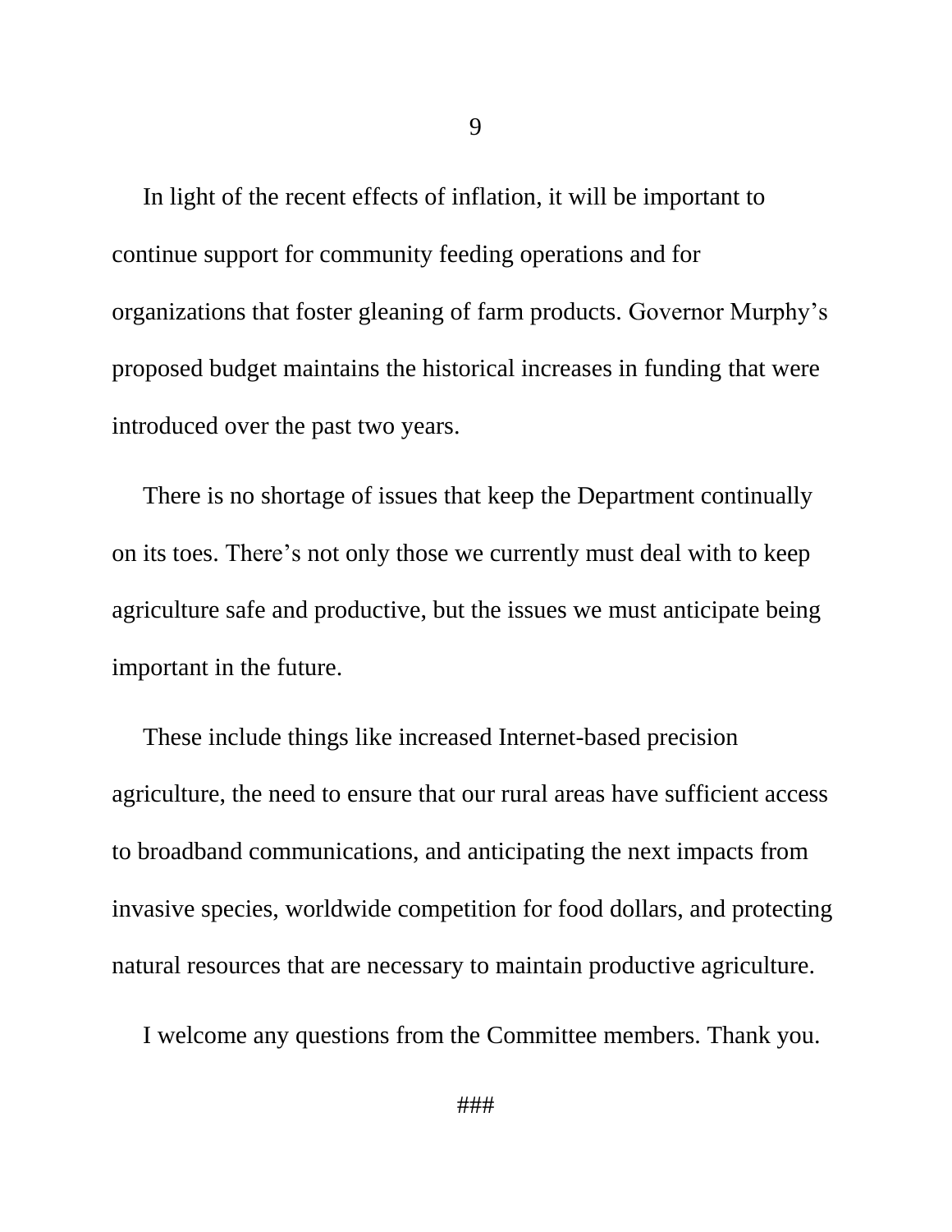In light of the recent effects of inflation, it will be important to continue support for community feeding operations and for organizations that foster gleaning of farm products. Governor Murphy's proposed budget maintains the historical increases in funding that were introduced over the past two years.

There is no shortage of issues that keep the Department continually on its toes. There's not only those we currently must deal with to keep agriculture safe and productive, but the issues we must anticipate being important in the future.

These include things like increased Internet-based precision agriculture, the need to ensure that our rural areas have sufficient access to broadband communications, and anticipating the next impacts from invasive species, worldwide competition for food dollars, and protecting natural resources that are necessary to maintain productive agriculture.

I welcome any questions from the Committee members. Thank you.

###